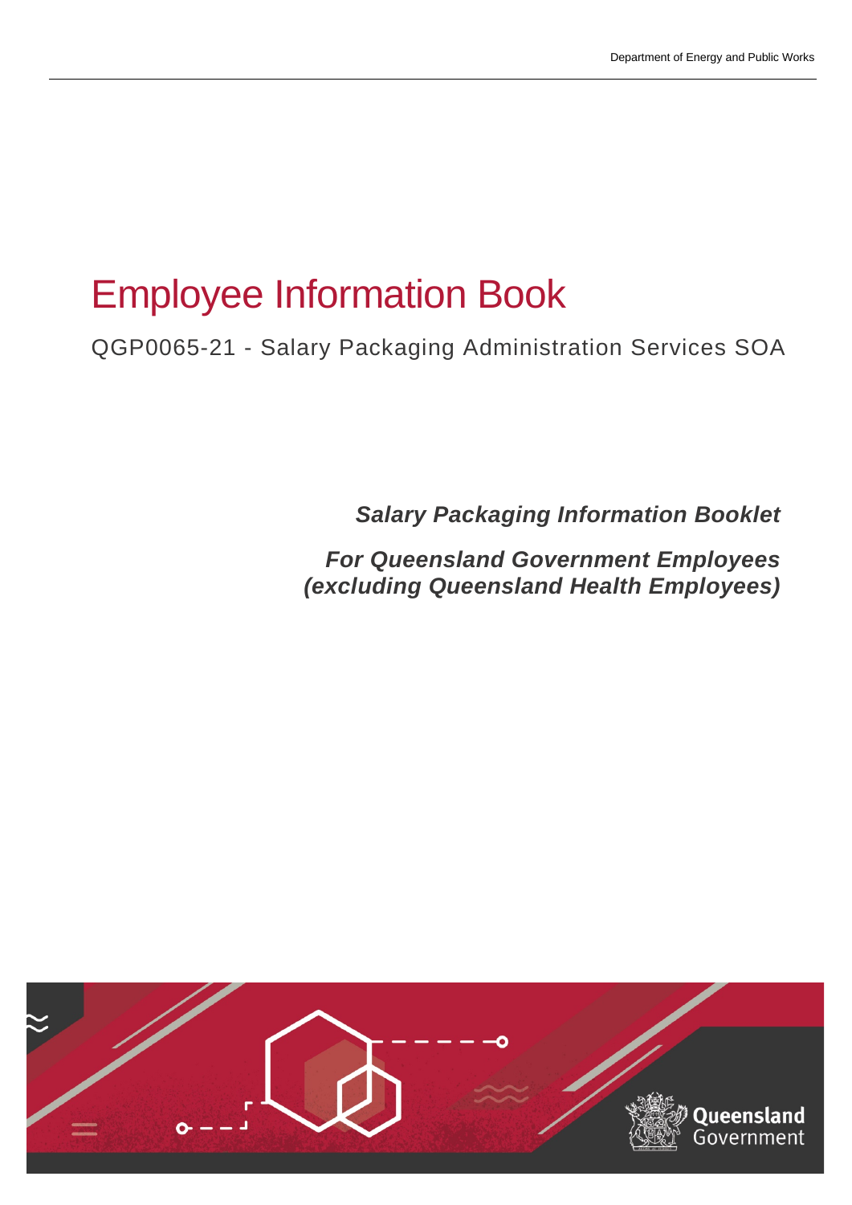Department of Energy and Public Works

# Employee Information Book

QGP0065-21 - Salary Packaging Administration Services SOA

***Salary Packaging Information Booklet***

***For Queensland Government Employees (excluding Queensland Health Employees)***

Queensland Government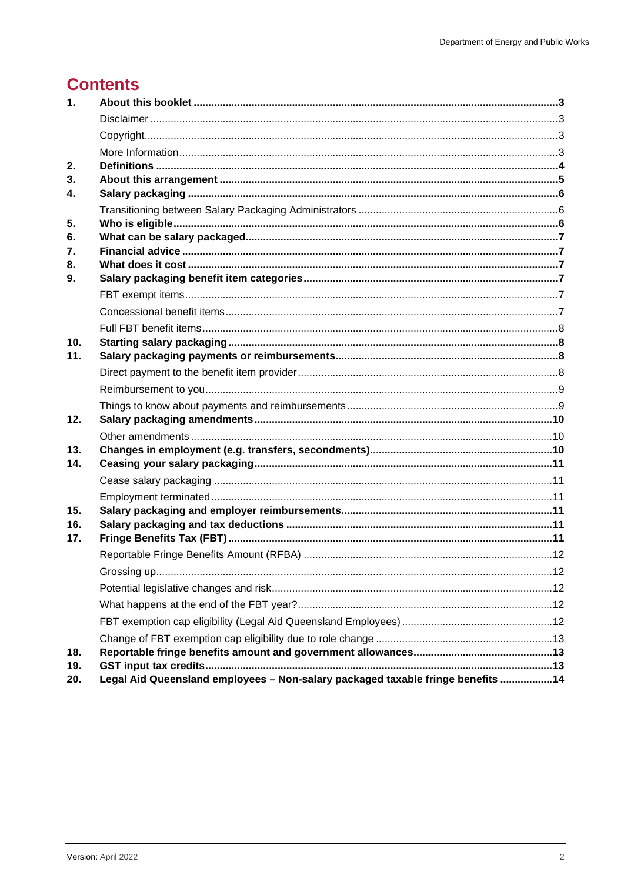# Contents

1. **About this booklet** ... **3**
   - Disclaimer ... 3
   - Copyright ... 3
   - More Information ... 3
2. **Definitions** ... **4**
3. **About this arrangement** ... **5**
4. **Salary packaging** ... **6**
   - Transitioning between Salary Packaging Administrators ... 6
5. **Who is eligible** ... **6**
6. **What can be salary packaged** ... **7**
7. **Financial advice** ... **7**
8. **What does it cost** ... **7**
9. **Salary packaging benefit item categories** ... **7**
   - FBT exempt items ... 7
   - Concessional benefit items ... 7
   - Full FBT benefit items ... 8
10. **Starting salary packaging** ... **8**
11. **Salary packaging payments or reimbursements** ... **8**
    - Direct payment to the benefit item provider ... 8
    - Reimbursement to you ... 9
    - Things to know about payments and reimbursements ... 9
12. **Salary packaging amendments** ... **10**
    - Other amendments ... 10
13. **Changes in employment (e.g. transfers, secondments)** ... **10**
14. **Ceasing your salary packaging** ... **11**
    - Cease salary packaging ... 11
    - Employment terminated ... 11
15. **Salary packaging and employer reimbursements** ... **11**
16. **Salary packaging and tax deductions** ... **11**
17. **Fringe Benefits Tax (FBT)** ... **11**
    - Reportable Fringe Benefits Amount (RFBA) ... 12
    - Grossing up ... 12
    - Potential legislative changes and risk ... 12
    - What happens at the end of the FBT year? ... 12
    - FBT exemption cap eligibility (Legal Aid Queensland Employees) ... 12
    - Change of FBT exemption cap eligibility due to role change ... 13
18. **Reportable fringe benefits amount and government allowances** ... **13**
19. **GST input tax credits** ... **13**
20. **Legal Aid Queensland employees – Non-salary packaged taxable fringe benefits** ... **14**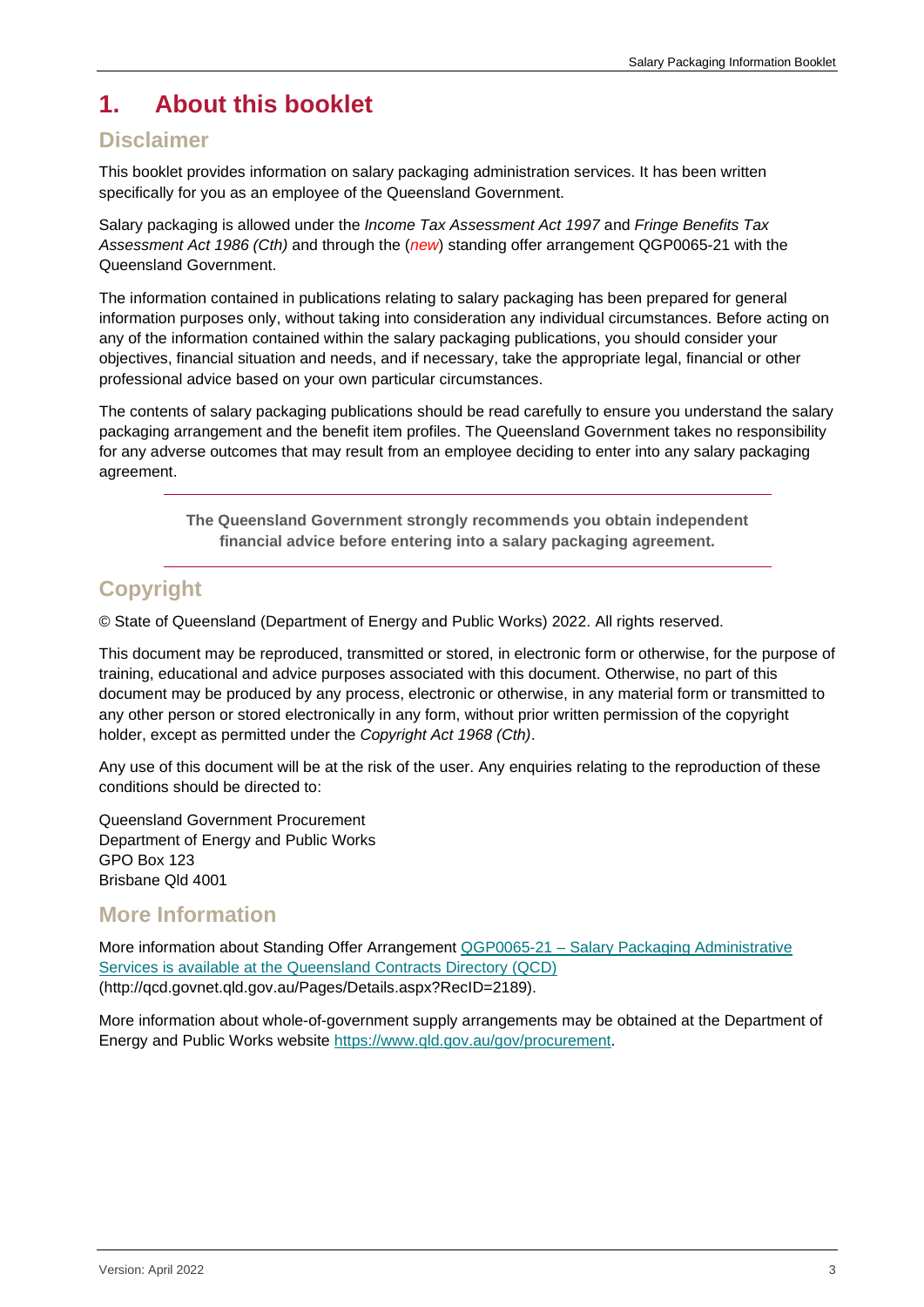# 1. About this booklet

## Disclaimer

This booklet provides information on salary packaging administration services. It has been written specifically for you as an employee of the Queensland Government.

Salary packaging is allowed under the *Income Tax Assessment Act 1997* and *Fringe Benefits Tax Assessment Act 1986 (Cth)* and through the (*new*) standing offer arrangement QGP0065-21 with the Queensland Government.

The information contained in publications relating to salary packaging has been prepared for general information purposes only, without taking into consideration any individual circumstances. Before acting on any of the information contained within the salary packaging publications, you should consider your objectives, financial situation and needs, and if necessary, take the appropriate legal, financial or other professional advice based on your own particular circumstances.

The contents of salary packaging publications should be read carefully to ensure you understand the salary packaging arrangement and the benefit item profiles. The Queensland Government takes no responsibility for any adverse outcomes that may result from an employee deciding to enter into any salary packaging agreement.

**The Queensland Government strongly recommends you obtain independent financial advice before entering into a salary packaging agreement.**

## Copyright

© State of Queensland (Department of Energy and Public Works) 2022. All rights reserved.

This document may be reproduced, transmitted or stored, in electronic form or otherwise, for the purpose of training, educational and advice purposes associated with this document. Otherwise, no part of this document may be produced by any process, electronic or otherwise, in any material form or transmitted to any other person or stored electronically in any form, without prior written permission of the copyright holder, except as permitted under the *Copyright Act 1968 (Cth)*.

Any use of this document will be at the risk of the user. Any enquiries relating to the reproduction of these conditions should be directed to:

Queensland Government Procurement
Department of Energy and Public Works
GPO Box 123
Brisbane Qld 4001

## More Information

More information about Standing Offer Arrangement QGP0065-21 – Salary Packaging Administrative Services is available at the Queensland Contracts Directory (QCD) (http://qcd.govnet.qld.gov.au/Pages/Details.aspx?RecID=2189).

More information about whole-of-government supply arrangements may be obtained at the Department of Energy and Public Works website https://www.qld.gov.au/gov/procurement.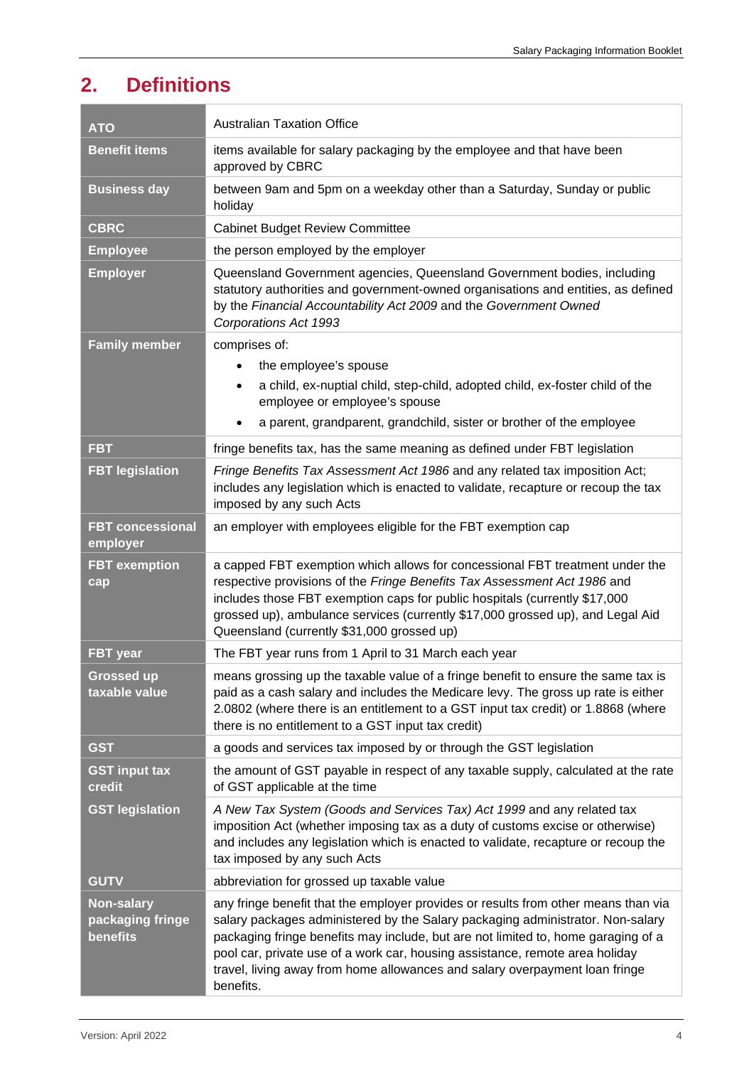## 2. Definitions

| | |
|---|---|
| **ATO** | Australian Taxation Office |
| **Benefit items** | items available for salary packaging by the employee and that have been approved by CBRC |
| **Business day** | between 9am and 5pm on a weekday other than a Saturday, Sunday or public holiday |
| **CBRC** | Cabinet Budget Review Committee |
| **Employee** | the person employed by the employer |
| **Employer** | Queensland Government agencies, Queensland Government bodies, including statutory authorities and government-owned organisations and entities, as defined by the *Financial Accountability Act 2009* and the *Government Owned Corporations Act 1993* |
| **Family member** | comprises of:<br>• the employee's spouse<br>• a child, ex-nuptial child, step-child, adopted child, ex-foster child of the employee or employee's spouse<br>• a parent, grandparent, grandchild, sister or brother of the employee |
| **FBT** | fringe benefits tax, has the same meaning as defined under FBT legislation |
| **FBT legislation** | *Fringe Benefits Tax Assessment Act 1986* and any related tax imposition Act; includes any legislation which is enacted to validate, recapture or recoup the tax imposed by any such Acts |
| **FBT concessional employer** | an employer with employees eligible for the FBT exemption cap |
| **FBT exemption cap** | a capped FBT exemption which allows for concessional FBT treatment under the respective provisions of the *Fringe Benefits Tax Assessment Act 1986* and includes those FBT exemption caps for public hospitals (currently $17,000 grossed up), ambulance services (currently $17,000 grossed up), and Legal Aid Queensland (currently $31,000 grossed up) |
| **FBT year** | The FBT year runs from 1 April to 31 March each year |
| **Grossed up taxable value** | means grossing up the taxable value of a fringe benefit to ensure the same tax is paid as a cash salary and includes the Medicare levy. The gross up rate is either 2.0802 (where there is an entitlement to a GST input tax credit) or 1.8868 (where there is no entitlement to a GST input tax credit) |
| **GST** | a goods and services tax imposed by or through the GST legislation |
| **GST input tax credit** | the amount of GST payable in respect of any taxable supply, calculated at the rate of GST applicable at the time |
| **GST legislation** | *A New Tax System (Goods and Services Tax) Act 1999* and any related tax imposition Act (whether imposing tax as a duty of customs excise or otherwise) and includes any legislation which is enacted to validate, recapture or recoup the tax imposed by any such Acts |
| **GUTV** | abbreviation for grossed up taxable value |
| **Non-salary packaging fringe benefits** | any fringe benefit that the employer provides or results from other means than via salary packages administered by the Salary packaging administrator. Non-salary packaging fringe benefits may include, but are not limited to, home garaging of a pool car, private use of a work car, housing assistance, remote area holiday travel, living away from home allowances and salary overpayment loan fringe benefits. |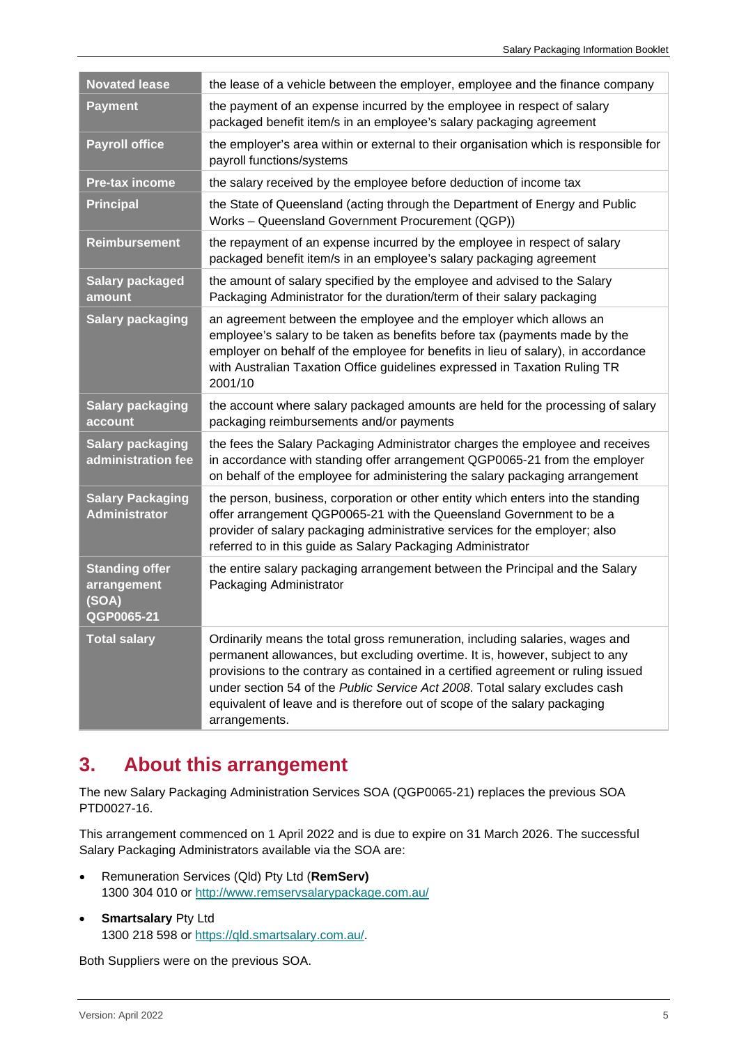| | |
|---|---|
| **Novated lease** | the lease of a vehicle between the employer, employee and the finance company |
| **Payment** | the payment of an expense incurred by the employee in respect of salary packaged benefit item/s in an employee's salary packaging agreement |
| **Payroll office** | the employer's area within or external to their organisation which is responsible for payroll functions/systems |
| **Pre-tax income** | the salary received by the employee before deduction of income tax |
| **Principal** | the State of Queensland (acting through the Department of Energy and Public Works – Queensland Government Procurement (QGP)) |
| **Reimbursement** | the repayment of an expense incurred by the employee in respect of salary packaged benefit item/s in an employee's salary packaging agreement |
| **Salary packaged amount** | the amount of salary specified by the employee and advised to the Salary Packaging Administrator for the duration/term of their salary packaging |
| **Salary packaging** | an agreement between the employee and the employer which allows an employee's salary to be taken as benefits before tax (payments made by the employer on behalf of the employee for benefits in lieu of salary), in accordance with Australian Taxation Office guidelines expressed in Taxation Ruling TR 2001/10 |
| **Salary packaging account** | the account where salary packaged amounts are held for the processing of salary packaging reimbursements and/or payments |
| **Salary packaging administration fee** | the fees the Salary Packaging Administrator charges the employee and receives in accordance with standing offer arrangement QGP0065-21 from the employer on behalf of the employee for administering the salary packaging arrangement |
| **Salary Packaging Administrator** | the person, business, corporation or other entity which enters into the standing offer arrangement QGP0065-21 with the Queensland Government to be a provider of salary packaging administrative services for the employer; also referred to in this guide as Salary Packaging Administrator |
| **Standing offer arrangement (SOA) QGP0065-21** | the entire salary packaging arrangement between the Principal and the Salary Packaging Administrator |
| **Total salary** | Ordinarily means the total gross remuneration, including salaries, wages and permanent allowances, but excluding overtime. It is, however, subject to any provisions to the contrary as contained in a certified agreement or ruling issued under section 54 of the *Public Service Act 2008*. Total salary excludes cash equivalent of leave and is therefore out of scope of the salary packaging arrangements. |

## 3. About this arrangement

The new Salary Packaging Administration Services SOA (QGP0065-21) replaces the previous SOA PTD0027-16.

This arrangement commenced on 1 April 2022 and is due to expire on 31 March 2026. The successful Salary Packaging Administrators available via the SOA are:

- Remuneration Services (Qld) Pty Ltd (**RemServ)**
  1300 304 010 or http://www.remservsalarypackage.com.au/
- **Smartsalary** Pty Ltd
  1300 218 598 or https://qld.smartsalary.com.au/.

Both Suppliers were on the previous SOA.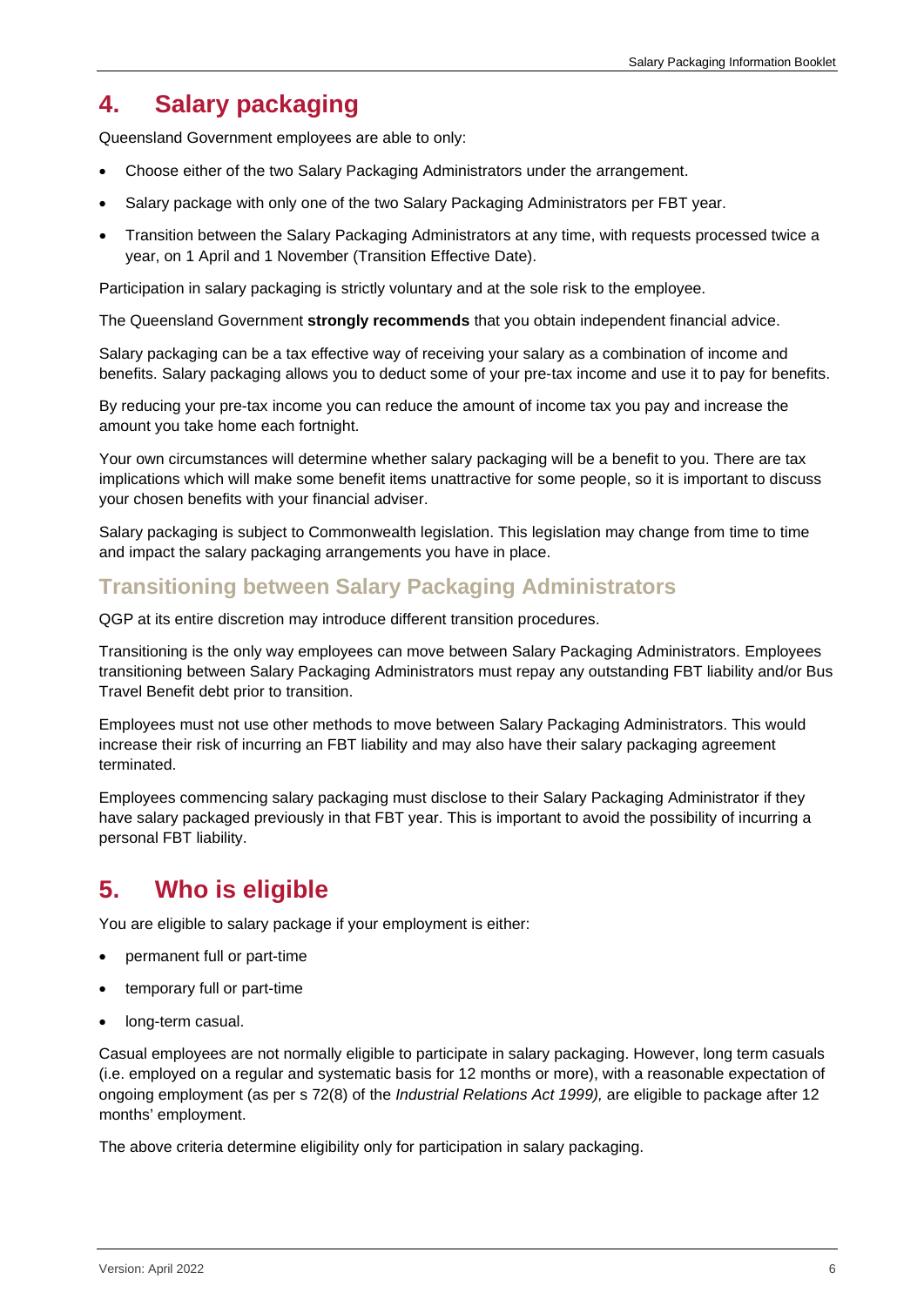## 4. Salary packaging

Queensland Government employees are able to only:

- Choose either of the two Salary Packaging Administrators under the arrangement.
- Salary package with only one of the two Salary Packaging Administrators per FBT year.
- Transition between the Salary Packaging Administrators at any time, with requests processed twice a year, on 1 April and 1 November (Transition Effective Date).

Participation in salary packaging is strictly voluntary and at the sole risk to the employee.

The Queensland Government **strongly recommends** that you obtain independent financial advice.

Salary packaging can be a tax effective way of receiving your salary as a combination of income and benefits. Salary packaging allows you to deduct some of your pre-tax income and use it to pay for benefits.

By reducing your pre-tax income you can reduce the amount of income tax you pay and increase the amount you take home each fortnight.

Your own circumstances will determine whether salary packaging will be a benefit to you. There are tax implications which will make some benefit items unattractive for some people, so it is important to discuss your chosen benefits with your financial adviser.

Salary packaging is subject to Commonwealth legislation. This legislation may change from time to time and impact the salary packaging arrangements you have in place.

### Transitioning between Salary Packaging Administrators

QGP at its entire discretion may introduce different transition procedures.

Transitioning is the only way employees can move between Salary Packaging Administrators. Employees transitioning between Salary Packaging Administrators must repay any outstanding FBT liability and/or Bus Travel Benefit debt prior to transition.

Employees must not use other methods to move between Salary Packaging Administrators. This would increase their risk of incurring an FBT liability and may also have their salary packaging agreement terminated.

Employees commencing salary packaging must disclose to their Salary Packaging Administrator if they have salary packaged previously in that FBT year. This is important to avoid the possibility of incurring a personal FBT liability.

## 5. Who is eligible

You are eligible to salary package if your employment is either:

- permanent full or part-time
- temporary full or part-time
- long-term casual.

Casual employees are not normally eligible to participate in salary packaging. However, long term casuals (i.e. employed on a regular and systematic basis for 12 months or more), with a reasonable expectation of ongoing employment (as per s 72(8) of the *Industrial Relations Act 1999),* are eligible to package after 12 months' employment.

The above criteria determine eligibility only for participation in salary packaging.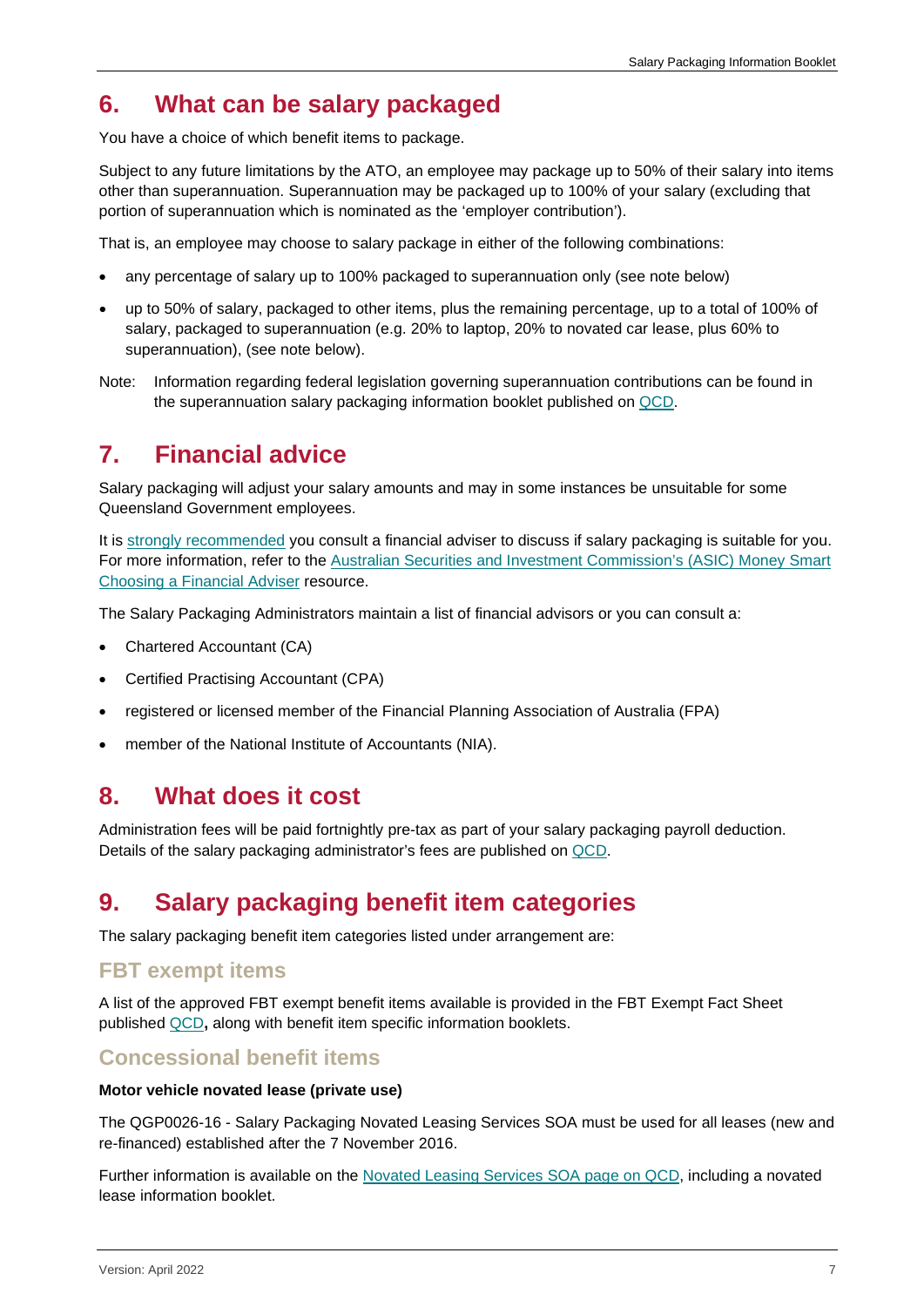## 6. What can be salary packaged

You have a choice of which benefit items to package.

Subject to any future limitations by the ATO, an employee may package up to 50% of their salary into items other than superannuation. Superannuation may be packaged up to 100% of your salary (excluding that portion of superannuation which is nominated as the 'employer contribution').

That is, an employee may choose to salary package in either of the following combinations:

- any percentage of salary up to 100% packaged to superannuation only (see note below)
- up to 50% of salary, packaged to other items, plus the remaining percentage, up to a total of 100% of salary, packaged to superannuation (e.g. 20% to laptop, 20% to novated car lease, plus 60% to superannuation), (see note below).

Note: Information regarding federal legislation governing superannuation contributions can be found in the superannuation salary packaging information booklet published on QCD.

## 7. Financial advice

Salary packaging will adjust your salary amounts and may in some instances be unsuitable for some Queensland Government employees.

It is strongly recommended you consult a financial adviser to discuss if salary packaging is suitable for you. For more information, refer to the Australian Securities and Investment Commission's (ASIC) Money Smart Choosing a Financial Adviser resource.

The Salary Packaging Administrators maintain a list of financial advisors or you can consult a:

- Chartered Accountant (CA)
- Certified Practising Accountant (CPA)
- registered or licensed member of the Financial Planning Association of Australia (FPA)
- member of the National Institute of Accountants (NIA).

## 8. What does it cost

Administration fees will be paid fortnightly pre-tax as part of your salary packaging payroll deduction. Details of the salary packaging administrator's fees are published on QCD.

## 9. Salary packaging benefit item categories

The salary packaging benefit item categories listed under arrangement are:

### FBT exempt items

A list of the approved FBT exempt benefit items available is provided in the FBT Exempt Fact Sheet published QCD**,** along with benefit item specific information booklets.

### Concessional benefit items

**Motor vehicle novated lease (private use)**

The QGP0026-16 - Salary Packaging Novated Leasing Services SOA must be used for all leases (new and re-financed) established after the 7 November 2016.

Further information is available on the Novated Leasing Services SOA page on QCD, including a novated lease information booklet.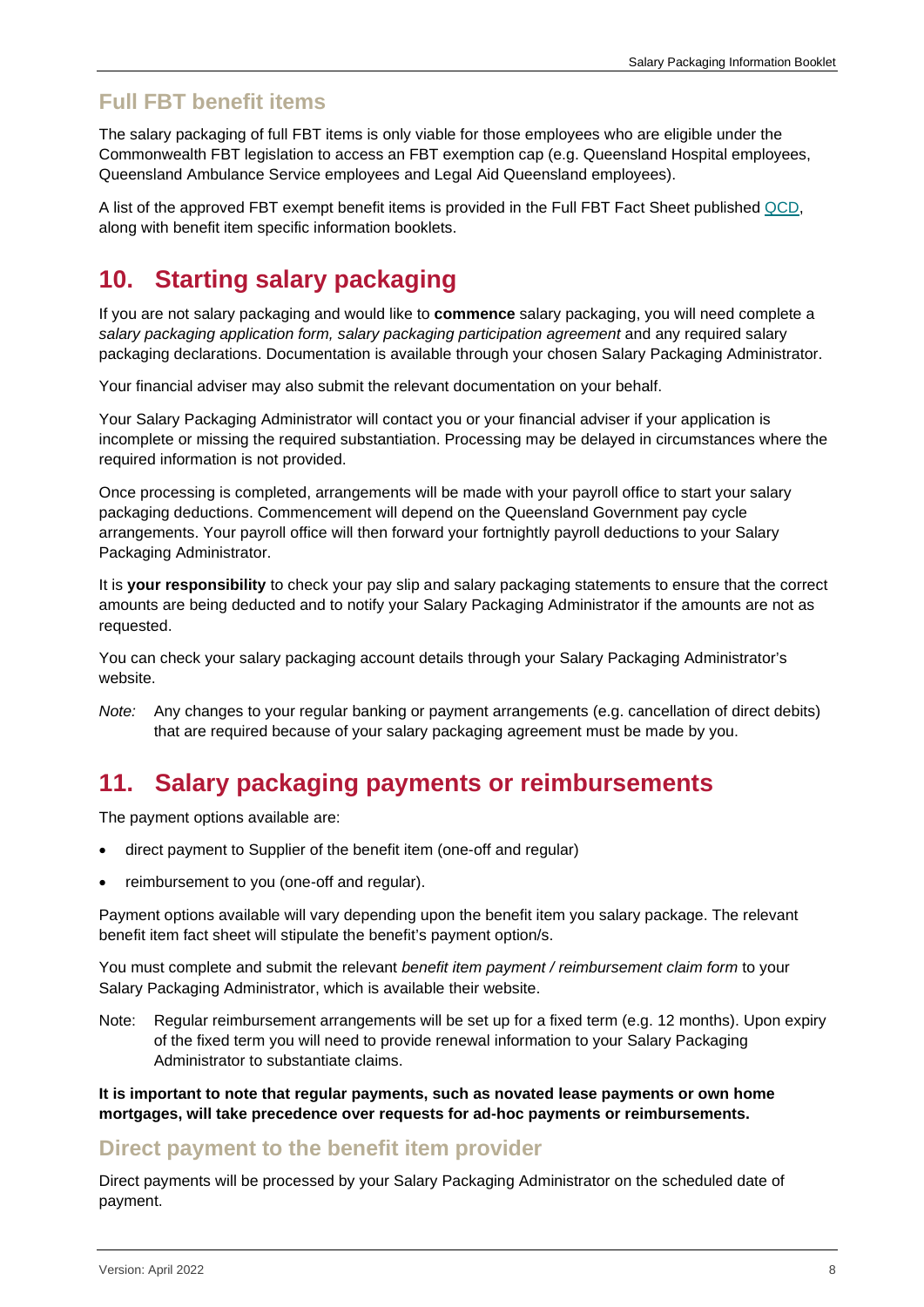### Full FBT benefit items

The salary packaging of full FBT items is only viable for those employees who are eligible under the Commonwealth FBT legislation to access an FBT exemption cap (e.g. Queensland Hospital employees, Queensland Ambulance Service employees and Legal Aid Queensland employees).

A list of the approved FBT exempt benefit items is provided in the Full FBT Fact Sheet published QCD, along with benefit item specific information booklets.

## 10. Starting salary packaging

If you are not salary packaging and would like to **commence** salary packaging, you will need complete a *salary packaging application form, salary packaging participation agreement* and any required salary packaging declarations. Documentation is available through your chosen Salary Packaging Administrator.

Your financial adviser may also submit the relevant documentation on your behalf.

Your Salary Packaging Administrator will contact you or your financial adviser if your application is incomplete or missing the required substantiation. Processing may be delayed in circumstances where the required information is not provided.

Once processing is completed, arrangements will be made with your payroll office to start your salary packaging deductions. Commencement will depend on the Queensland Government pay cycle arrangements. Your payroll office will then forward your fortnightly payroll deductions to your Salary Packaging Administrator.

It is **your responsibility** to check your pay slip and salary packaging statements to ensure that the correct amounts are being deducted and to notify your Salary Packaging Administrator if the amounts are not as requested.

You can check your salary packaging account details through your Salary Packaging Administrator's website.

*Note:* Any changes to your regular banking or payment arrangements (e.g. cancellation of direct debits) that are required because of your salary packaging agreement must be made by you.

## 11. Salary packaging payments or reimbursements

The payment options available are:

- direct payment to Supplier of the benefit item (one-off and regular)
- reimbursement to you (one-off and regular).

Payment options available will vary depending upon the benefit item you salary package. The relevant benefit item fact sheet will stipulate the benefit's payment option/s.

You must complete and submit the relevant *benefit item payment / reimbursement claim form* to your Salary Packaging Administrator, which is available their website.

Note: Regular reimbursement arrangements will be set up for a fixed term (e.g. 12 months). Upon expiry of the fixed term you will need to provide renewal information to your Salary Packaging Administrator to substantiate claims.

**It is important to note that regular payments, such as novated lease payments or own home mortgages, will take precedence over requests for ad-hoc payments or reimbursements.**

### Direct payment to the benefit item provider

Direct payments will be processed by your Salary Packaging Administrator on the scheduled date of payment.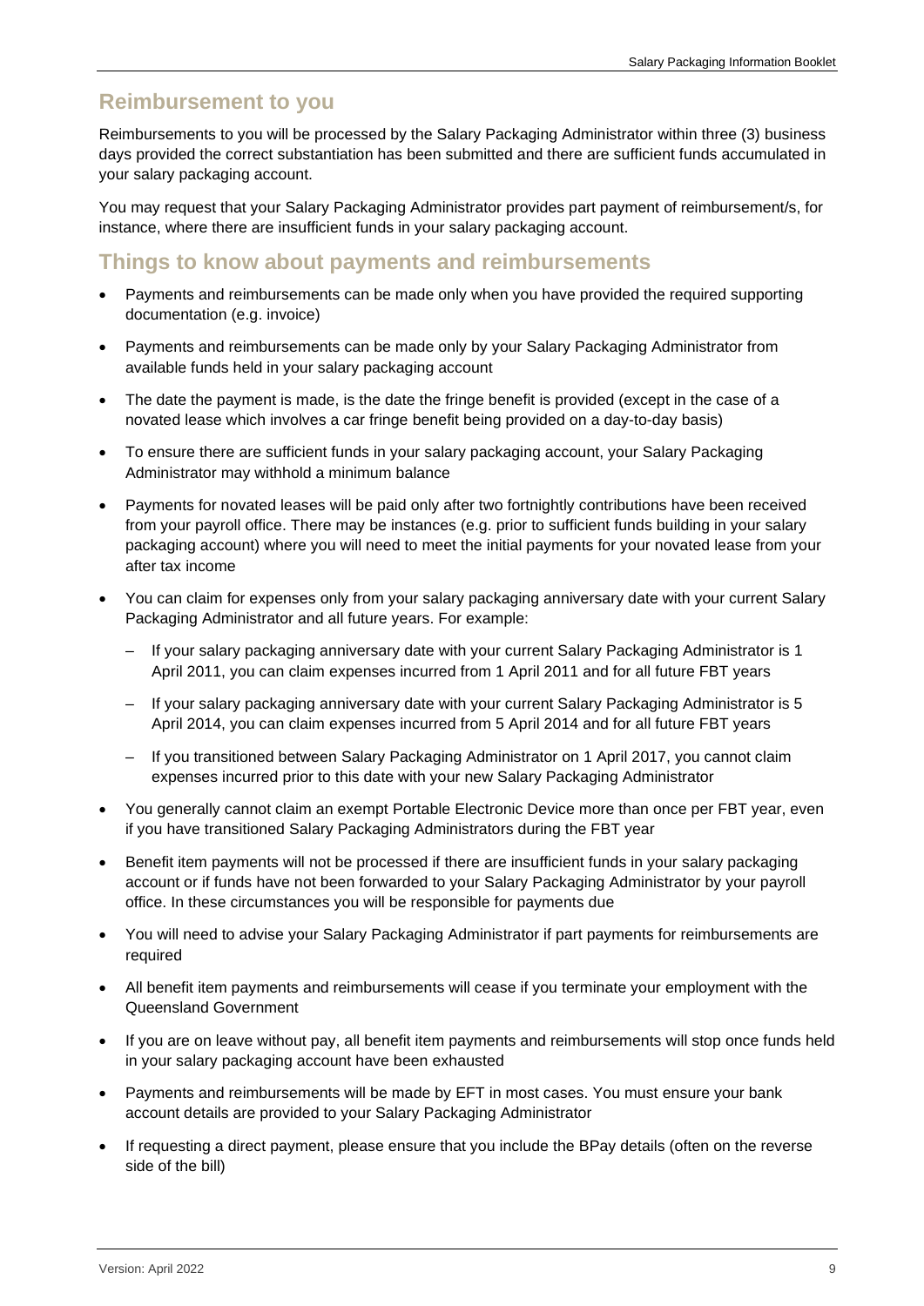## Reimbursement to you

Reimbursements to you will be processed by the Salary Packaging Administrator within three (3) business days provided the correct substantiation has been submitted and there are sufficient funds accumulated in your salary packaging account.

You may request that your Salary Packaging Administrator provides part payment of reimbursement/s, for instance, where there are insufficient funds in your salary packaging account.

## Things to know about payments and reimbursements

- Payments and reimbursements can be made only when you have provided the required supporting documentation (e.g. invoice)
- Payments and reimbursements can be made only by your Salary Packaging Administrator from available funds held in your salary packaging account
- The date the payment is made, is the date the fringe benefit is provided (except in the case of a novated lease which involves a car fringe benefit being provided on a day-to-day basis)
- To ensure there are sufficient funds in your salary packaging account, your Salary Packaging Administrator may withhold a minimum balance
- Payments for novated leases will be paid only after two fortnightly contributions have been received from your payroll office. There may be instances (e.g. prior to sufficient funds building in your salary packaging account) where you will need to meet the initial payments for your novated lease from your after tax income
- You can claim for expenses only from your salary packaging anniversary date with your current Salary Packaging Administrator and all future years. For example:
  - If your salary packaging anniversary date with your current Salary Packaging Administrator is 1 April 2011, you can claim expenses incurred from 1 April 2011 and for all future FBT years
  - If your salary packaging anniversary date with your current Salary Packaging Administrator is 5 April 2014, you can claim expenses incurred from 5 April 2014 and for all future FBT years
  - If you transitioned between Salary Packaging Administrator on 1 April 2017, you cannot claim expenses incurred prior to this date with your new Salary Packaging Administrator
- You generally cannot claim an exempt Portable Electronic Device more than once per FBT year, even if you have transitioned Salary Packaging Administrators during the FBT year
- Benefit item payments will not be processed if there are insufficient funds in your salary packaging account or if funds have not been forwarded to your Salary Packaging Administrator by your payroll office. In these circumstances you will be responsible for payments due
- You will need to advise your Salary Packaging Administrator if part payments for reimbursements are required
- All benefit item payments and reimbursements will cease if you terminate your employment with the Queensland Government
- If you are on leave without pay, all benefit item payments and reimbursements will stop once funds held in your salary packaging account have been exhausted
- Payments and reimbursements will be made by EFT in most cases. You must ensure your bank account details are provided to your Salary Packaging Administrator
- If requesting a direct payment, please ensure that you include the BPay details (often on the reverse side of the bill)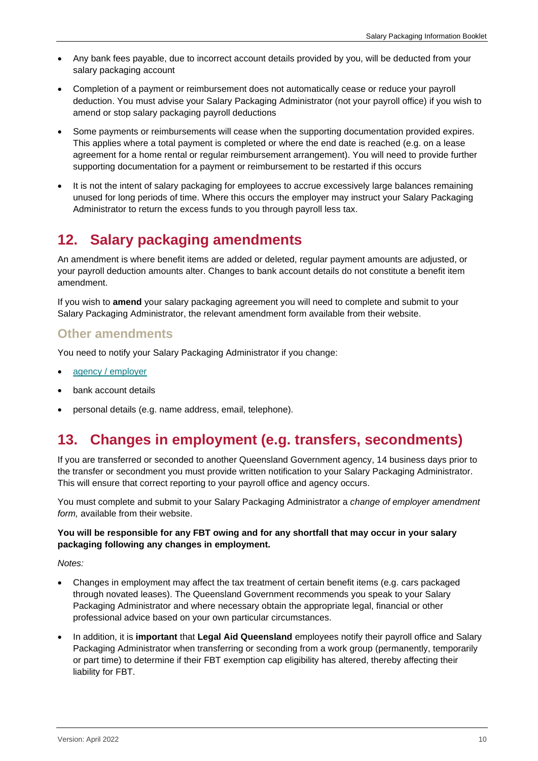- Any bank fees payable, due to incorrect account details provided by you, will be deducted from your salary packaging account
- Completion of a payment or reimbursement does not automatically cease or reduce your payroll deduction. You must advise your Salary Packaging Administrator (not your payroll office) if you wish to amend or stop salary packaging payroll deductions
- Some payments or reimbursements will cease when the supporting documentation provided expires. This applies where a total payment is completed or where the end date is reached (e.g. on a lease agreement for a home rental or regular reimbursement arrangement). You will need to provide further supporting documentation for a payment or reimbursement to be restarted if this occurs
- It is not the intent of salary packaging for employees to accrue excessively large balances remaining unused for long periods of time. Where this occurs the employer may instruct your Salary Packaging Administrator to return the excess funds to you through payroll less tax.

## 12. Salary packaging amendments

An amendment is where benefit items are added or deleted, regular payment amounts are adjusted, or your payroll deduction amounts alter. Changes to bank account details do not constitute a benefit item amendment.

If you wish to **amend** your salary packaging agreement you will need to complete and submit to your Salary Packaging Administrator, the relevant amendment form available from their website.

### Other amendments

You need to notify your Salary Packaging Administrator if you change:

- agency / employer
- bank account details
- personal details (e.g. name address, email, telephone).

## 13. Changes in employment (e.g. transfers, secondments)

If you are transferred or seconded to another Queensland Government agency, 14 business days prior to the transfer or secondment you must provide written notification to your Salary Packaging Administrator. This will ensure that correct reporting to your payroll office and agency occurs.

You must complete and submit to your Salary Packaging Administrator a *change of employer amendment form,* available from their website.

**You will be responsible for any FBT owing and for any shortfall that may occur in your salary packaging following any changes in employment.**

*Notes:*

- Changes in employment may affect the tax treatment of certain benefit items (e.g. cars packaged through novated leases). The Queensland Government recommends you speak to your Salary Packaging Administrator and where necessary obtain the appropriate legal, financial or other professional advice based on your own particular circumstances.
- In addition, it is **important** that **Legal Aid Queensland** employees notify their payroll office and Salary Packaging Administrator when transferring or seconding from a work group (permanently, temporarily or part time) to determine if their FBT exemption cap eligibility has altered, thereby affecting their liability for FBT.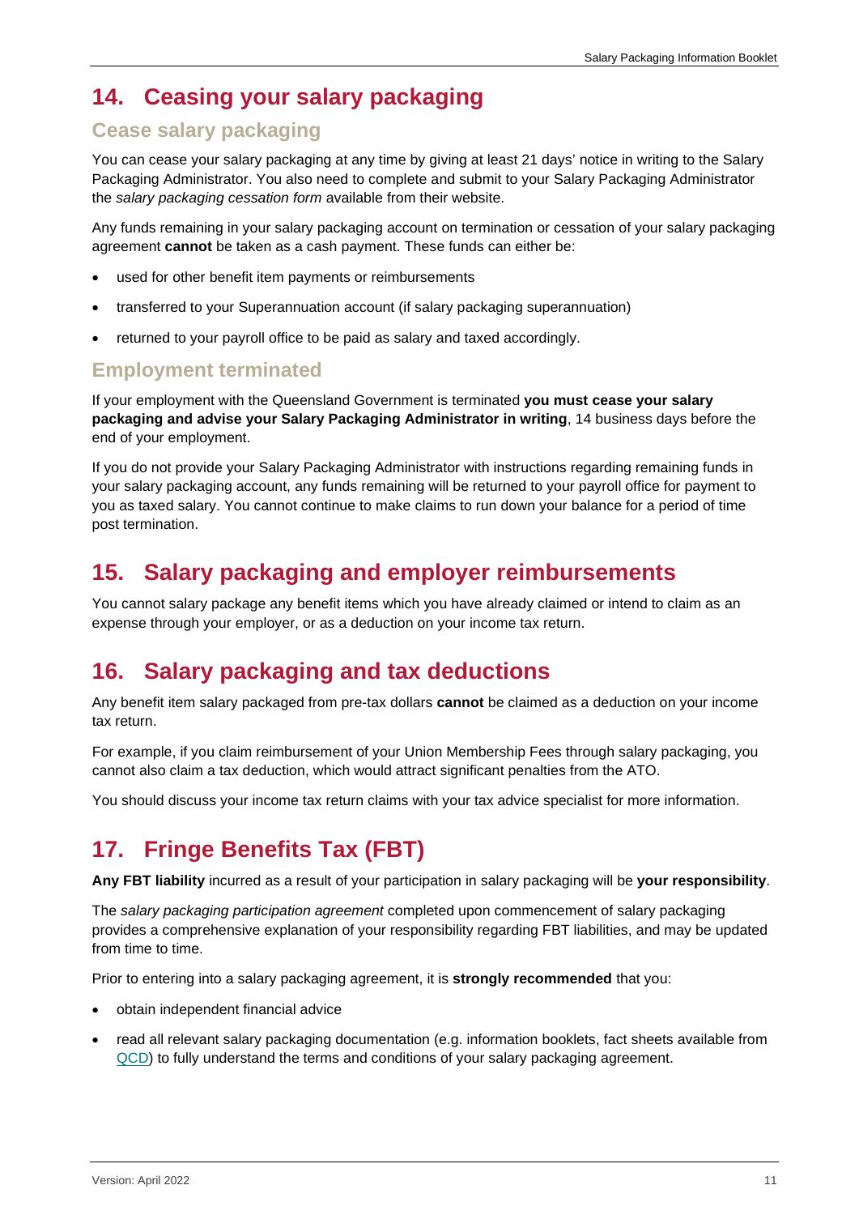## 14. Ceasing your salary packaging

### Cease salary packaging

You can cease your salary packaging at any time by giving at least 21 days' notice in writing to the Salary Packaging Administrator. You also need to complete and submit to your Salary Packaging Administrator the *salary packaging cessation form* available from their website.

Any funds remaining in your salary packaging account on termination or cessation of your salary packaging agreement **cannot** be taken as a cash payment. These funds can either be:

- used for other benefit item payments or reimbursements
- transferred to your Superannuation account (if salary packaging superannuation)
- returned to your payroll office to be paid as salary and taxed accordingly.

### Employment terminated

If your employment with the Queensland Government is terminated **you must cease your salary packaging and advise your Salary Packaging Administrator in writing**, 14 business days before the end of your employment.

If you do not provide your Salary Packaging Administrator with instructions regarding remaining funds in your salary packaging account, any funds remaining will be returned to your payroll office for payment to you as taxed salary. You cannot continue to make claims to run down your balance for a period of time post termination.

## 15. Salary packaging and employer reimbursements

You cannot salary package any benefit items which you have already claimed or intend to claim as an expense through your employer, or as a deduction on your income tax return.

## 16. Salary packaging and tax deductions

Any benefit item salary packaged from pre-tax dollars **cannot** be claimed as a deduction on your income tax return.

For example, if you claim reimbursement of your Union Membership Fees through salary packaging, you cannot also claim a tax deduction, which would attract significant penalties from the ATO.

You should discuss your income tax return claims with your tax advice specialist for more information.

## 17. Fringe Benefits Tax (FBT)

**Any FBT liability** incurred as a result of your participation in salary packaging will be **your responsibility**.

The *salary packaging participation agreement* completed upon commencement of salary packaging provides a comprehensive explanation of your responsibility regarding FBT liabilities, and may be updated from time to time.

Prior to entering into a salary packaging agreement, it is **strongly recommended** that you:

- obtain independent financial advice
- read all relevant salary packaging documentation (e.g. information booklets, fact sheets available from QCD) to fully understand the terms and conditions of your salary packaging agreement.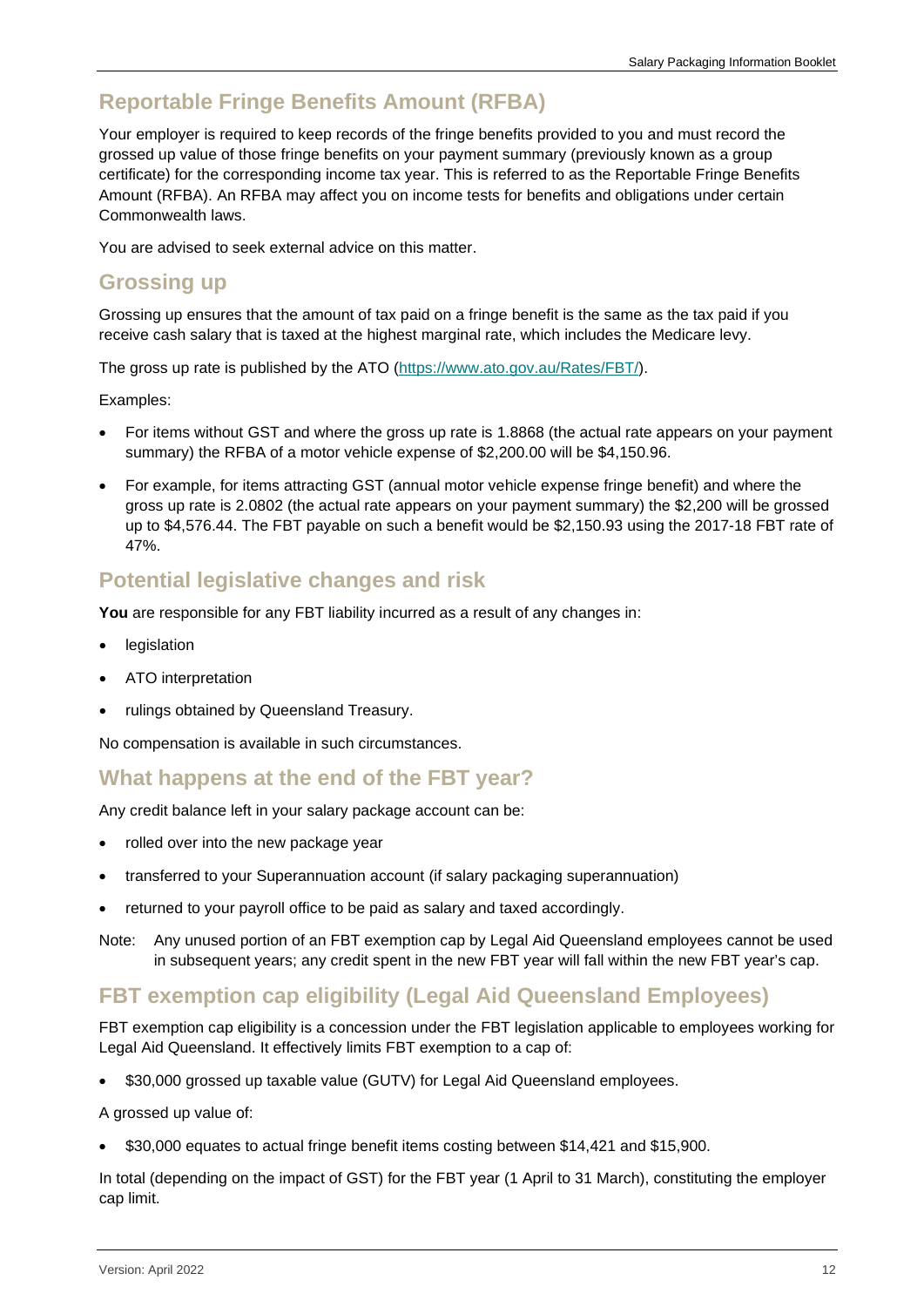## Reportable Fringe Benefits Amount (RFBA)

Your employer is required to keep records of the fringe benefits provided to you and must record the grossed up value of those fringe benefits on your payment summary (previously known as a group certificate) for the corresponding income tax year. This is referred to as the Reportable Fringe Benefits Amount (RFBA). An RFBA may affect you on income tests for benefits and obligations under certain Commonwealth laws.

You are advised to seek external advice on this matter.

## Grossing up

Grossing up ensures that the amount of tax paid on a fringe benefit is the same as the tax paid if you receive cash salary that is taxed at the highest marginal rate, which includes the Medicare levy.

The gross up rate is published by the ATO (https://www.ato.gov.au/Rates/FBT/).

Examples:

- For items without GST and where the gross up rate is 1.8868 (the actual rate appears on your payment summary) the RFBA of a motor vehicle expense of $2,200.00 will be $4,150.96.
- For example, for items attracting GST (annual motor vehicle expense fringe benefit) and where the gross up rate is 2.0802 (the actual rate appears on your payment summary) the $2,200 will be grossed up to $4,576.44. The FBT payable on such a benefit would be $2,150.93 using the 2017-18 FBT rate of 47%.

## Potential legislative changes and risk

**You** are responsible for any FBT liability incurred as a result of any changes in:

- legislation
- ATO interpretation
- rulings obtained by Queensland Treasury.

No compensation is available in such circumstances.

## What happens at the end of the FBT year?

Any credit balance left in your salary package account can be:

- rolled over into the new package year
- transferred to your Superannuation account (if salary packaging superannuation)
- returned to your payroll office to be paid as salary and taxed accordingly.

Note: Any unused portion of an FBT exemption cap by Legal Aid Queensland employees cannot be used in subsequent years; any credit spent in the new FBT year will fall within the new FBT year's cap.

## FBT exemption cap eligibility (Legal Aid Queensland Employees)

FBT exemption cap eligibility is a concession under the FBT legislation applicable to employees working for Legal Aid Queensland. It effectively limits FBT exemption to a cap of:

- $30,000 grossed up taxable value (GUTV) for Legal Aid Queensland employees.

A grossed up value of:

- $30,000 equates to actual fringe benefit items costing between $14,421 and $15,900.

In total (depending on the impact of GST) for the FBT year (1 April to 31 March), constituting the employer cap limit.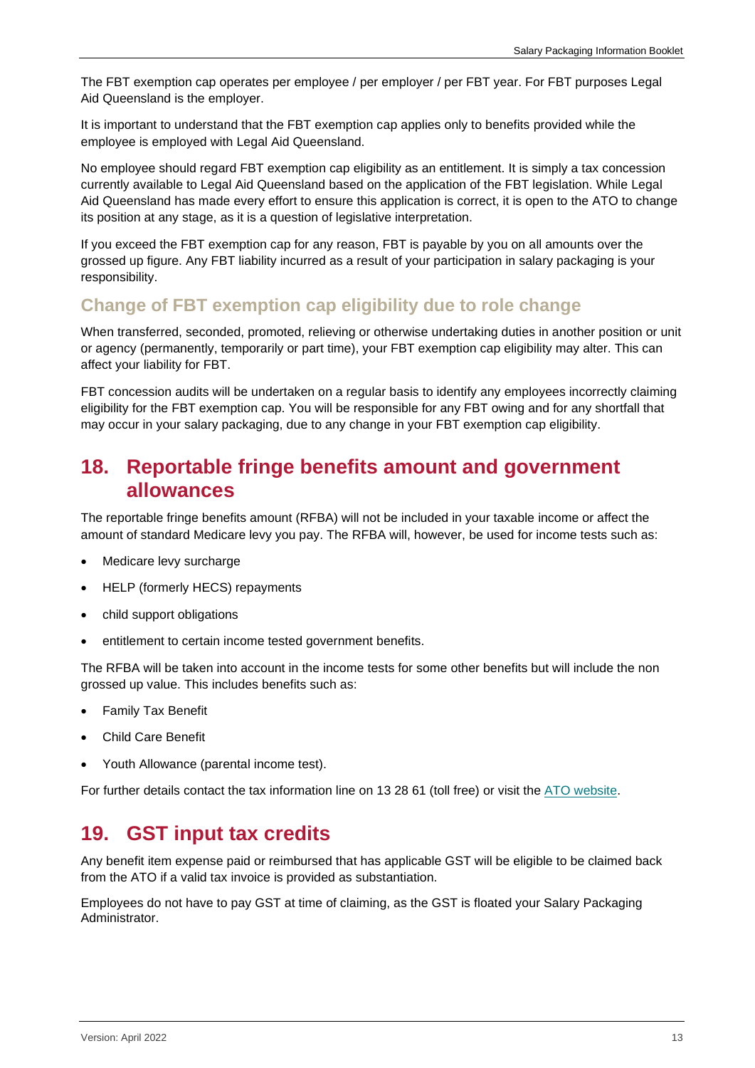The FBT exemption cap operates per employee / per employer / per FBT year. For FBT purposes Legal Aid Queensland is the employer.

It is important to understand that the FBT exemption cap applies only to benefits provided while the employee is employed with Legal Aid Queensland.

No employee should regard FBT exemption cap eligibility as an entitlement. It is simply a tax concession currently available to Legal Aid Queensland based on the application of the FBT legislation. While Legal Aid Queensland has made every effort to ensure this application is correct, it is open to the ATO to change its position at any stage, as it is a question of legislative interpretation.

If you exceed the FBT exemption cap for any reason, FBT is payable by you on all amounts over the grossed up figure. Any FBT liability incurred as a result of your participation in salary packaging is your responsibility.

### Change of FBT exemption cap eligibility due to role change

When transferred, seconded, promoted, relieving or otherwise undertaking duties in another position or unit or agency (permanently, temporarily or part time), your FBT exemption cap eligibility may alter. This can affect your liability for FBT.

FBT concession audits will be undertaken on a regular basis to identify any employees incorrectly claiming eligibility for the FBT exemption cap. You will be responsible for any FBT owing and for any shortfall that may occur in your salary packaging, due to any change in your FBT exemption cap eligibility.

## 18. Reportable fringe benefits amount and government allowances

The reportable fringe benefits amount (RFBA) will not be included in your taxable income or affect the amount of standard Medicare levy you pay. The RFBA will, however, be used for income tests such as:

- Medicare levy surcharge
- HELP (formerly HECS) repayments
- child support obligations
- entitlement to certain income tested government benefits.

The RFBA will be taken into account in the income tests for some other benefits but will include the non grossed up value. This includes benefits such as:

- Family Tax Benefit
- Child Care Benefit
- Youth Allowance (parental income test).

For further details contact the tax information line on 13 28 61 (toll free) or visit the ATO website.

## 19. GST input tax credits

Any benefit item expense paid or reimbursed that has applicable GST will be eligible to be claimed back from the ATO if a valid tax invoice is provided as substantiation.

Employees do not have to pay GST at time of claiming, as the GST is floated your Salary Packaging Administrator.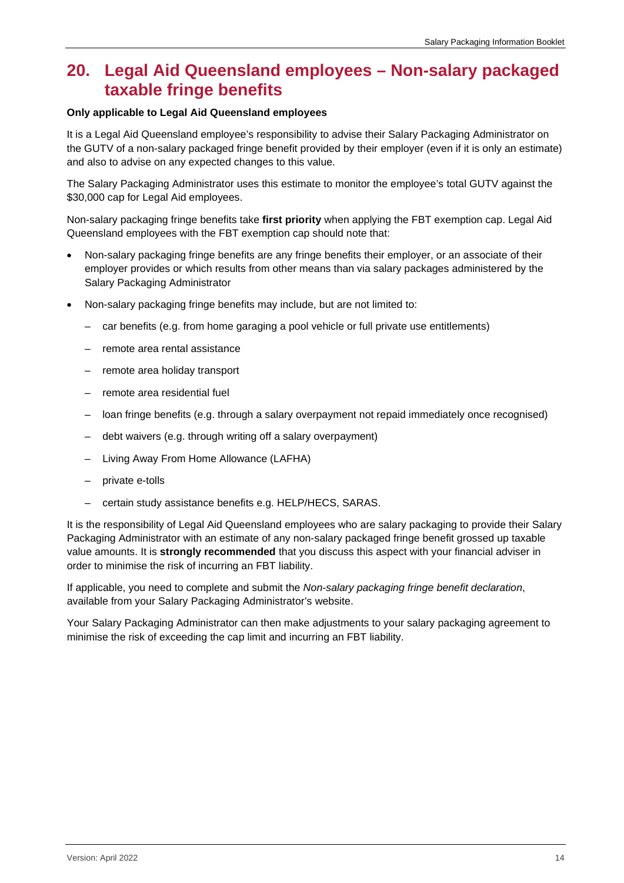## 20. Legal Aid Queensland employees – Non-salary packaged taxable fringe benefits

**Only applicable to Legal Aid Queensland employees**

It is a Legal Aid Queensland employee's responsibility to advise their Salary Packaging Administrator on the GUTV of a non-salary packaged fringe benefit provided by their employer (even if it is only an estimate) and also to advise on any expected changes to this value.

The Salary Packaging Administrator uses this estimate to monitor the employee's total GUTV against the $30,000 cap for Legal Aid employees.

Non-salary packaging fringe benefits take **first priority** when applying the FBT exemption cap. Legal Aid Queensland employees with the FBT exemption cap should note that:

- Non-salary packaging fringe benefits are any fringe benefits their employer, or an associate of their employer provides or which results from other means than via salary packages administered by the Salary Packaging Administrator
- Non-salary packaging fringe benefits may include, but are not limited to:
  - car benefits (e.g. from home garaging a pool vehicle or full private use entitlements)
  - remote area rental assistance
  - remote area holiday transport
  - remote area residential fuel
  - loan fringe benefits (e.g. through a salary overpayment not repaid immediately once recognised)
  - debt waivers (e.g. through writing off a salary overpayment)
  - Living Away From Home Allowance (LAFHA)
  - private e-tolls
  - certain study assistance benefits e.g. HELP/HECS, SARAS.

It is the responsibility of Legal Aid Queensland employees who are salary packaging to provide their Salary Packaging Administrator with an estimate of any non-salary packaged fringe benefit grossed up taxable value amounts. It is **strongly recommended** that you discuss this aspect with your financial adviser in order to minimise the risk of incurring an FBT liability.

If applicable, you need to complete and submit the *Non-salary packaging fringe benefit declaration*, available from your Salary Packaging Administrator's website.

Your Salary Packaging Administrator can then make adjustments to your salary packaging agreement to minimise the risk of exceeding the cap limit and incurring an FBT liability.